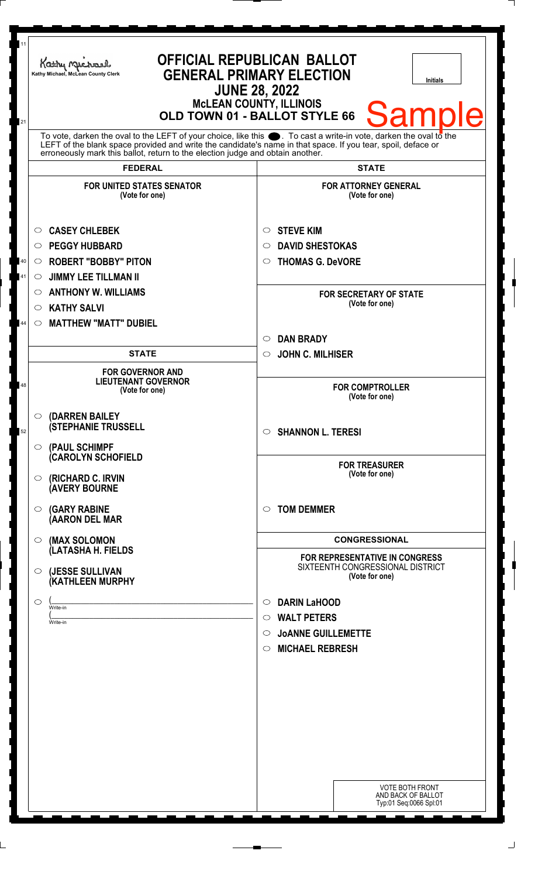Kathy Michael, McLean County Clerk

# OFFICIAL REPUBLICAN BALLOT
## GENERAL PRIMARY ELECTION
### JUNE 28, 2022
### McLEAN COUNTY, ILLINOIS
### OLD TOWN 01 - BALLOT STYLE 66

Initials

Sample

To vote, darken the oval to the LEFT of your choice, like this ⬤. To cast a write-in vote, darken the oval to the LEFT of the blank space provided and write the candidate's name in that space. If you tear, spoil, deface or erroneously mark this ballot, return to the election judge and obtain another.

## FEDERAL

**FOR UNITED STATES SENATOR**
(Vote for one)

- ○ CASEY CHLEBEK
- ○ PEGGY HUBBARD
- ○ ROBERT "BOBBY" PITON
- ○ JIMMY LEE TILLMAN II
- ○ ANTHONY W. WILLIAMS
- ○ KATHY SALVI
- ○ MATTHEW "MATT" DUBIEL

## STATE

**FOR GOVERNOR AND LIEUTENANT GOVERNOR**
(Vote for one)

- ○ (DARREN BAILEY
  (STEPHANIE TRUSSELL
- ○ (PAUL SCHIMPF
  (CAROLYN SCHOFIELD
- ○ (RICHARD C. IRVIN
  (AVERY BOURNE
- ○ (GARY RABINE
  (AARON DEL MAR
- ○ (MAX SOLOMON
  (LATASHA H. FIELDS
- ○ (JESSE SULLIVAN
  (KATHLEEN MURPHY
- ○ (\_\_\_\_\_\_\_\_\_\_\_\_\_\_\_\_\_\_\_\_ Write-in
  (\_\_\_\_\_\_\_\_\_\_\_\_\_\_\_\_\_\_\_\_ Write-in

## STATE

**FOR ATTORNEY GENERAL**
(Vote for one)

- ○ STEVE KIM
- ○ DAVID SHESTOKAS
- ○ THOMAS G. DeVORE

**FOR SECRETARY OF STATE**
(Vote for one)

- ○ DAN BRADY
- ○ JOHN C. MILHISER

**FOR COMPTROLLER**
(Vote for one)

- ○ SHANNON L. TERESI

**FOR TREASURER**
(Vote for one)

- ○ TOM DEMMER

## CONGRESSIONAL

**FOR REPRESENTATIVE IN CONGRESS**
SIXTEENTH CONGRESSIONAL DISTRICT
(Vote for one)

- ○ DARIN LaHOOD
- ○ WALT PETERS
- ○ JoANNE GUILLEMETTE
- ○ MICHAEL REBRESH

VOTE BOTH FRONT AND BACK OF BALLOT
Typ:01 Seq:0066 Spl:01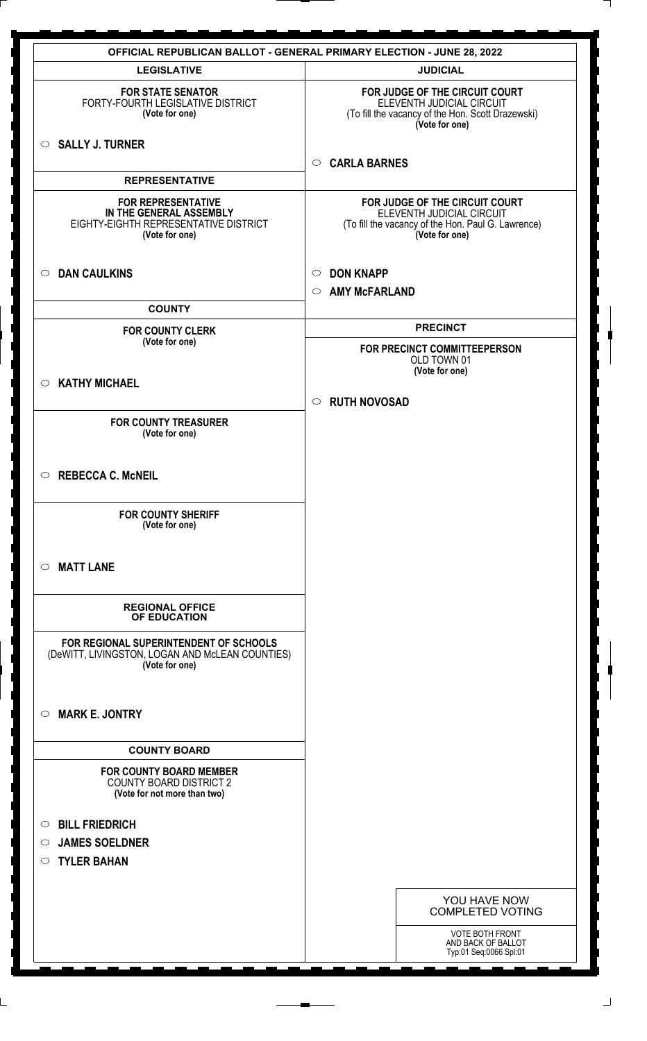# OFFICIAL REPUBLICAN BALLOT - GENERAL PRIMARY ELECTION - JUNE 28, 2022

## LEGISLATIVE

**FOR STATE SENATOR**
FORTY-FOURTH LEGISLATIVE DISTRICT
**(Vote for one)**

○ **SALLY J. TURNER**

## REPRESENTATIVE

**FOR REPRESENTATIVE IN THE GENERAL ASSEMBLY**
EIGHTY-EIGHTH REPRESENTATIVE DISTRICT
**(Vote for one)**

○ **DAN CAULKINS**

## COUNTY

**FOR COUNTY CLERK**
**(Vote for one)**

○ **KATHY MICHAEL**

**FOR COUNTY TREASURER**
**(Vote for one)**

○ **REBECCA C. McNEIL**

**FOR COUNTY SHERIFF**
**(Vote for one)**

○ **MATT LANE**

## REGIONAL OFFICE OF EDUCATION

**FOR REGIONAL SUPERINTENDENT OF SCHOOLS**
(DeWITT, LIVINGSTON, LOGAN AND McLEAN COUNTIES)
**(Vote for one)**

○ **MARK E. JONTRY**

## COUNTY BOARD

**FOR COUNTY BOARD MEMBER**
COUNTY BOARD DISTRICT 2
**(Vote for not more than two)**

○ **BILL FRIEDRICH**
○ **JAMES SOELDNER**
○ **TYLER BAHAN**

## JUDICIAL

**FOR JUDGE OF THE CIRCUIT COURT**
ELEVENTH JUDICIAL CIRCUIT
(To fill the vacancy of the Hon. Scott Drazewski)
**(Vote for one)**

○ **CARLA BARNES**

**FOR JUDGE OF THE CIRCUIT COURT**
ELEVENTH JUDICIAL CIRCUIT
(To fill the vacancy of the Hon. Paul G. Lawrence)
**(Vote for one)**

○ **DON KNAPP**
○ **AMY McFARLAND**

## PRECINCT

**FOR PRECINCT COMMITTEEPERSON**
OLD TOWN 01
**(Vote for one)**

○ **RUTH NOVOSAD**

YOU HAVE NOW COMPLETED VOTING

VOTE BOTH FRONT AND BACK OF BALLOT
Typ:01 Seq:0066 Spl:01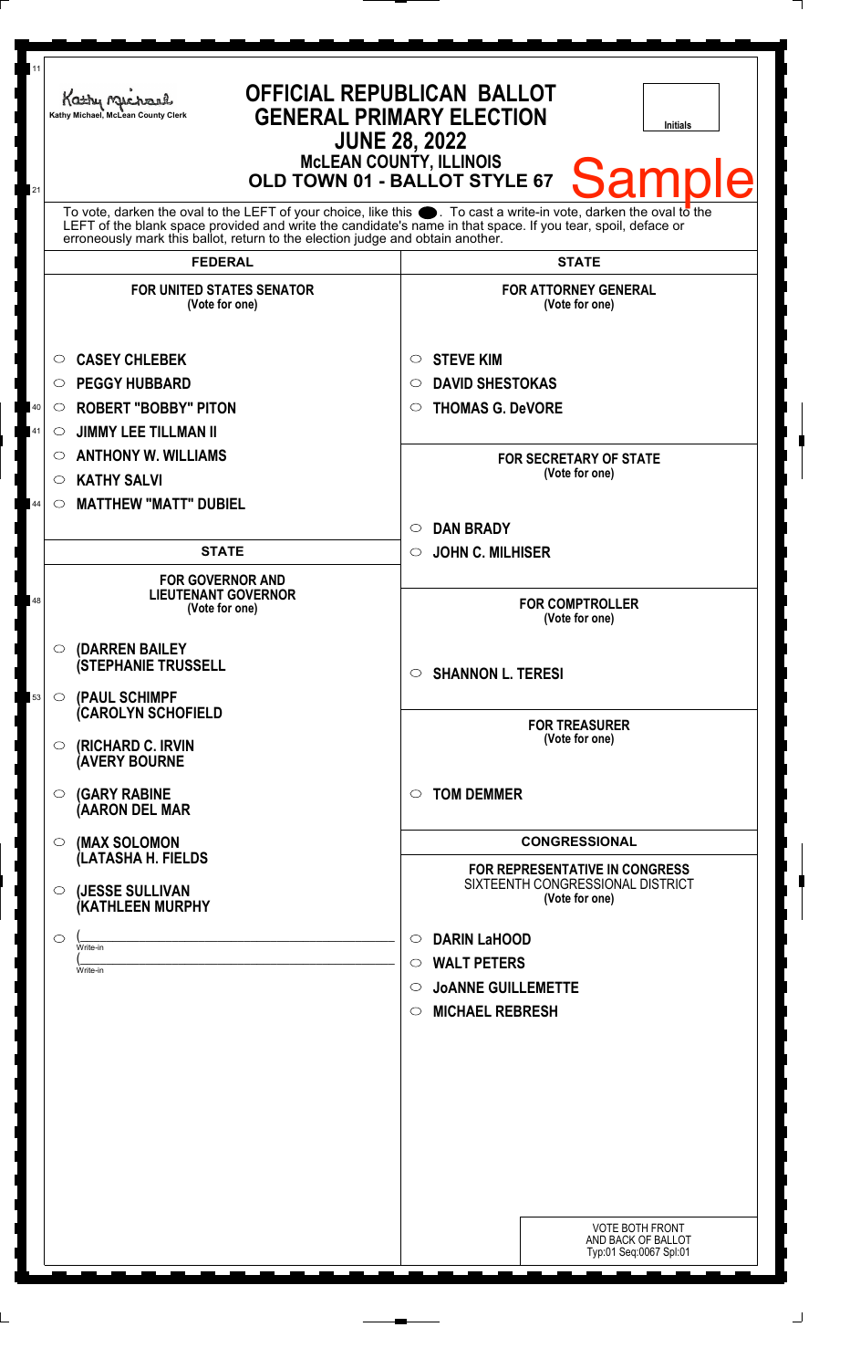Kathy Michael, McLean County Clerk

# OFFICIAL REPUBLICAN BALLOT
## GENERAL PRIMARY ELECTION
## JUNE 28, 2022
### McLEAN COUNTY, ILLINOIS
### OLD TOWN 01 - BALLOT STYLE 67

Initials

**Sample**

To vote, darken the oval to the LEFT of your choice, like this ●. To cast a write-in vote, darken the oval to the LEFT of the blank space provided and write the candidate's name in that space. If you tear, spoil, deface or erroneously mark this ballot, return to the election judge and obtain another.

## FEDERAL

**FOR UNITED STATES SENATOR**
(Vote for one)

- ○ CASEY CHLEBEK
- ○ PEGGY HUBBARD
- ○ ROBERT "BOBBY" PITON
- ○ JIMMY LEE TILLMAN II
- ○ ANTHONY W. WILLIAMS
- ○ KATHY SALVI
- ○ MATTHEW "MATT" DUBIEL

## STATE

**FOR GOVERNOR AND LIEUTENANT GOVERNOR**
(Vote for one)

- ○ (DARREN BAILEY
  (STEPHANIE TRUSSELL
- ○ (PAUL SCHIMPF
  (CAROLYN SCHOFIELD
- ○ (RICHARD C. IRVIN
  (AVERY BOURNE
- ○ (GARY RABINE
  (AARON DEL MAR
- ○ (MAX SOLOMON
  (LATASHA H. FIELDS
- ○ (JESSE SULLIVAN
  (KATHLEEN MURPHY
- ○ (_______________ Write-in
  (_______________ Write-in

## STATE

**FOR ATTORNEY GENERAL**
(Vote for one)

- ○ STEVE KIM
- ○ DAVID SHESTOKAS
- ○ THOMAS G. DeVORE

**FOR SECRETARY OF STATE**
(Vote for one)

- ○ DAN BRADY
- ○ JOHN C. MILHISER

**FOR COMPTROLLER**
(Vote for one)

- ○ SHANNON L. TERESI

**FOR TREASURER**
(Vote for one)

- ○ TOM DEMMER

## CONGRESSIONAL

**FOR REPRESENTATIVE IN CONGRESS**
SIXTEENTH CONGRESSIONAL DISTRICT
(Vote for one)

- ○ DARIN LaHOOD
- ○ WALT PETERS
- ○ JoANNE GUILLEMETTE
- ○ MICHAEL REBRESH

VOTE BOTH FRONT AND BACK OF BALLOT
Typ:01 Seq:0067 Spl:01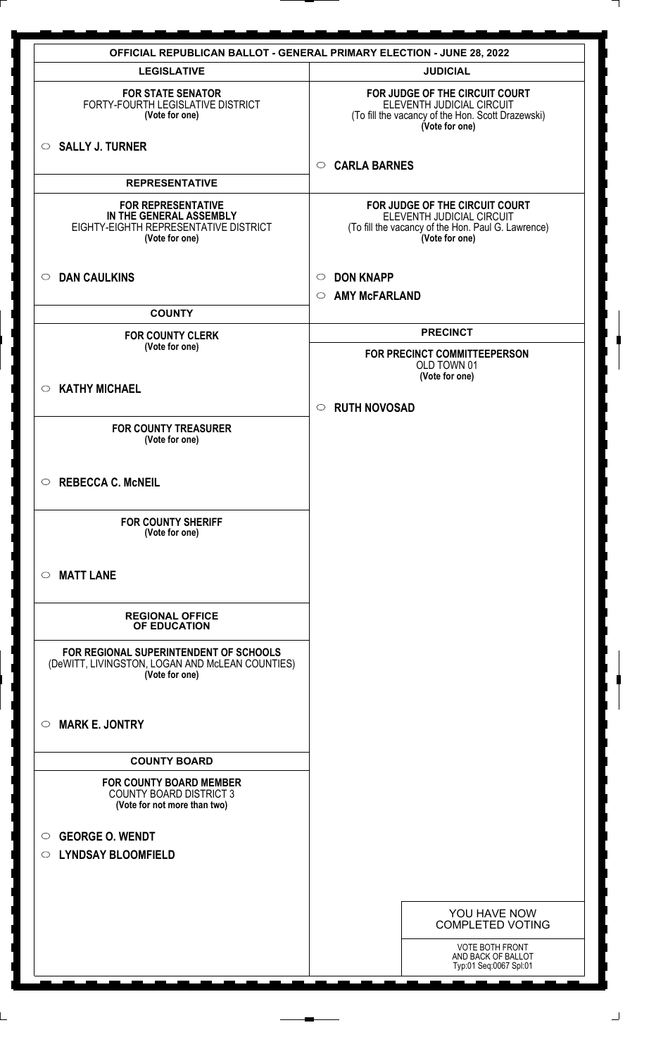# OFFICIAL REPUBLICAN BALLOT - GENERAL PRIMARY ELECTION - JUNE 28, 2022

## LEGISLATIVE

**FOR STATE SENATOR**
FORTY-FOURTH LEGISLATIVE DISTRICT
**(Vote for one)**

○ **SALLY J. TURNER**

## REPRESENTATIVE

**FOR REPRESENTATIVE IN THE GENERAL ASSEMBLY**
EIGHTY-EIGHTH REPRESENTATIVE DISTRICT
**(Vote for one)**

○ **DAN CAULKINS**

## COUNTY

**FOR COUNTY CLERK**
**(Vote for one)**

○ **KATHY MICHAEL**

**FOR COUNTY TREASURER**
**(Vote for one)**

○ **REBECCA C. McNEIL**

**FOR COUNTY SHERIFF**
**(Vote for one)**

○ **MATT LANE**

## REGIONAL OFFICE OF EDUCATION

**FOR REGIONAL SUPERINTENDENT OF SCHOOLS**
(DeWITT, LIVINGSTON, LOGAN AND McLEAN COUNTIES)
**(Vote for one)**

○ **MARK E. JONTRY**

## COUNTY BOARD

**FOR COUNTY BOARD MEMBER**
COUNTY BOARD DISTRICT 3
**(Vote for not more than two)**

○ **GEORGE O. WENDT**
○ **LYNDSAY BLOOMFIELD**

## JUDICIAL

**FOR JUDGE OF THE CIRCUIT COURT**
ELEVENTH JUDICIAL CIRCUIT
(To fill the vacancy of the Hon. Scott Drazewski)
**(Vote for one)**

○ **CARLA BARNES**

**FOR JUDGE OF THE CIRCUIT COURT**
ELEVENTH JUDICIAL CIRCUIT
(To fill the vacancy of the Hon. Paul G. Lawrence)
**(Vote for one)**

○ **DON KNAPP**
○ **AMY McFARLAND**

## PRECINCT

**FOR PRECINCT COMMITTEEPERSON**
OLD TOWN 01
**(Vote for one)**

○ **RUTH NOVOSAD**

YOU HAVE NOW COMPLETED VOTING

VOTE BOTH FRONT AND BACK OF BALLOT
Typ:01 Seq:0067 Spl:01